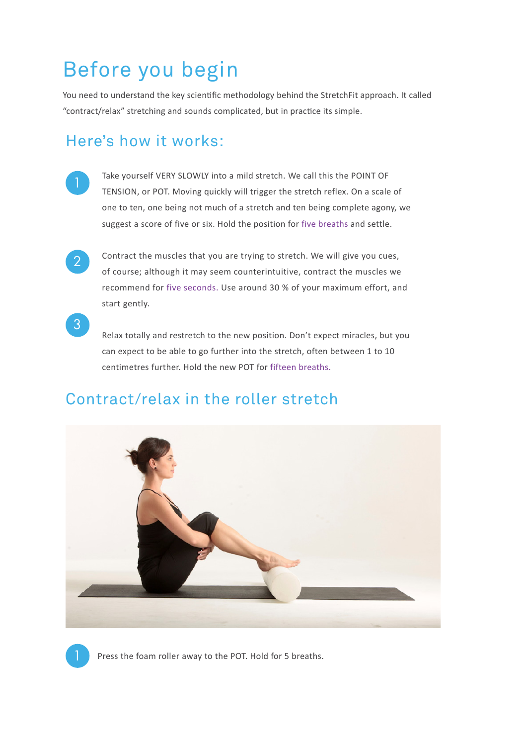# Before you begin

You need to understand the key scientific methodology behind the StretchFit approach. It called "contract/relax" stretching and sounds complicated, but in practice its simple.

## Here's how it works:

1. Take yourself VERY SLOWLY into a mild stretch. We call this the POINT OF TENSION, or POT. Moving quickly will trigger the stretch reflex. On a scale of one to ten, one being not much of a stretch and ten being complete agony, we suggest a score of five or six. Hold the position for five breaths and settle.

2. Contract the muscles that you are trying to stretch. We will give you cues, of course; although it may seem counterintuitive, contract the muscles we recommend for five seconds. Use around 30 % of your maximum effort, and start gently.

3. Relax totally and restretch to the new position. Don't expect miracles, but you can expect to be able to go further into the stretch, often between 1 to 10 centimetres further. Hold the new POT for fifteen breaths.

## Contract/relax in the roller stretch

1. Press the foam roller away to the POT. Hold for 5 breaths.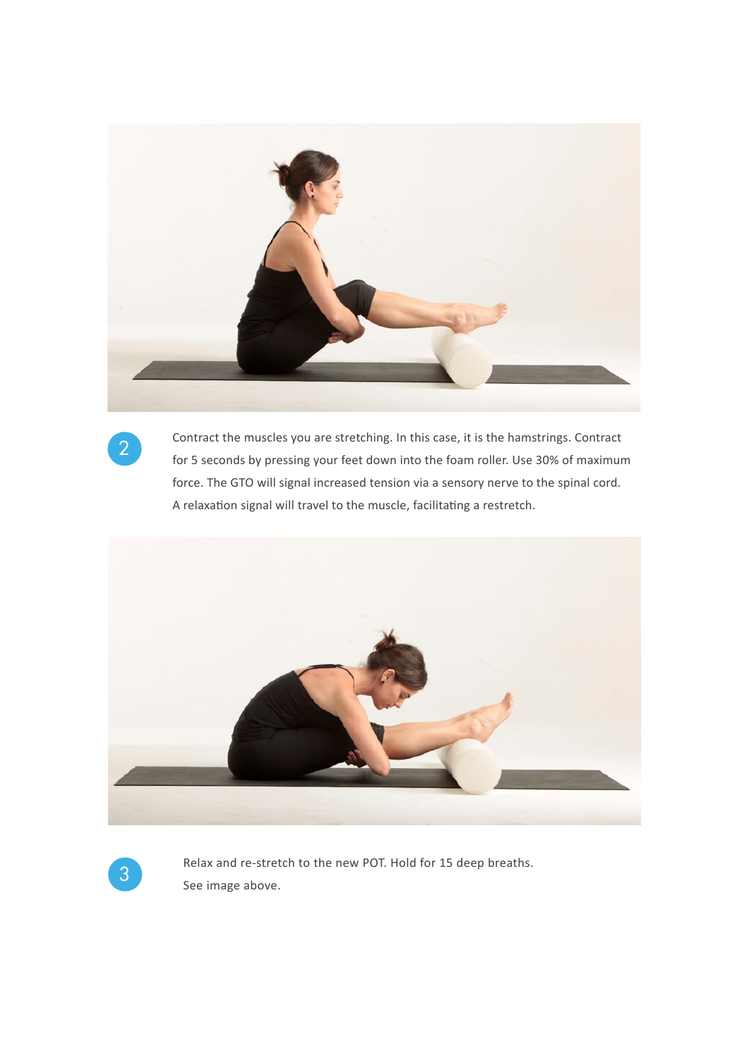2

Contract the muscles you are stretching. In this case, it is the hamstrings. Contract for 5 seconds by pressing your feet down into the foam roller. Use 30% of maximum force. The GTO will signal increased tension via a sensory nerve to the spinal cord. A relaxation signal will travel to the muscle, facilitating a restretch.

3

Relax and re-stretch to the new POT. Hold for 15 deep breaths. See image above.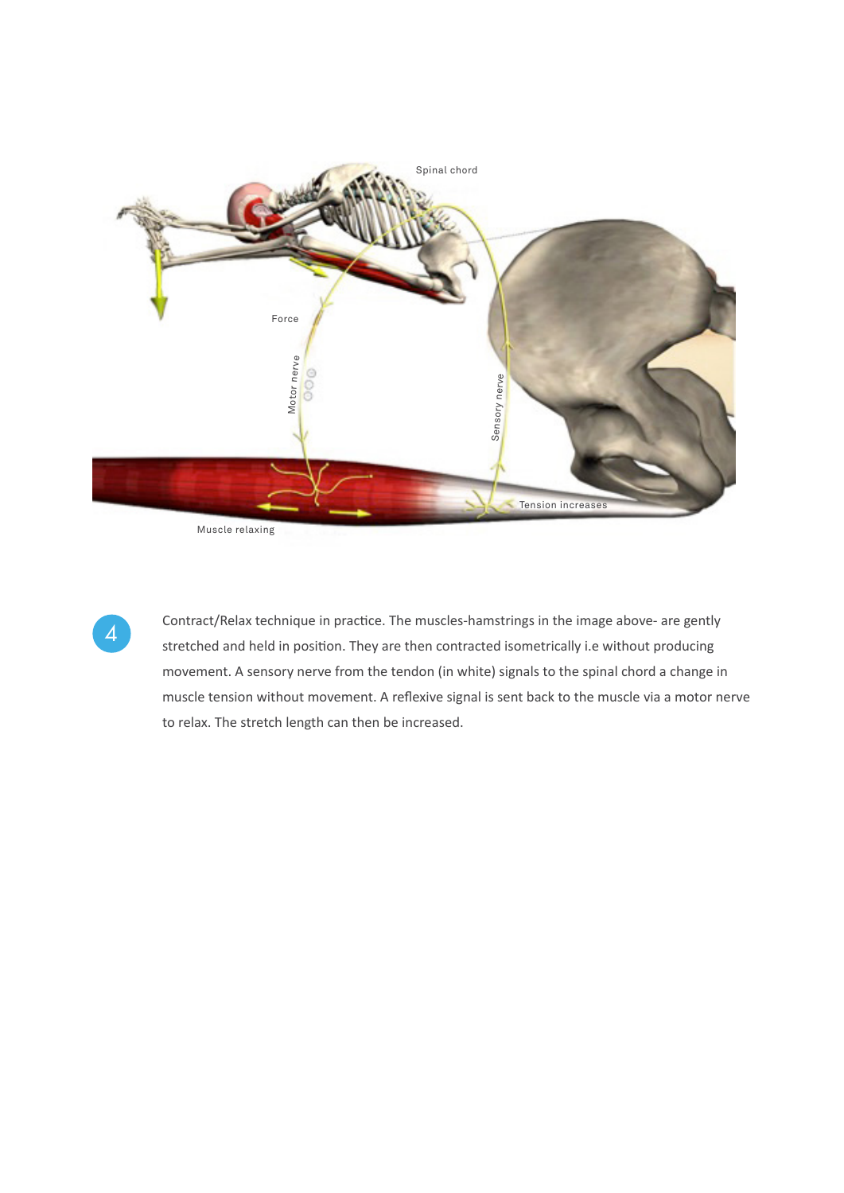Spinal chord

Force

Motor nerve

Sensory nerve

Tension increases

Muscle relaxing

4

Contract/Relax technique in practice. The muscles-hamstrings in the image above- are gently stretched and held in position. They are then contracted isometrically i.e without producing movement. A sensory nerve from the tendon (in white) signals to the spinal chord a change in muscle tension without movement. A reflexive signal is sent back to the muscle via a motor nerve to relax. The stretch length can then be increased.